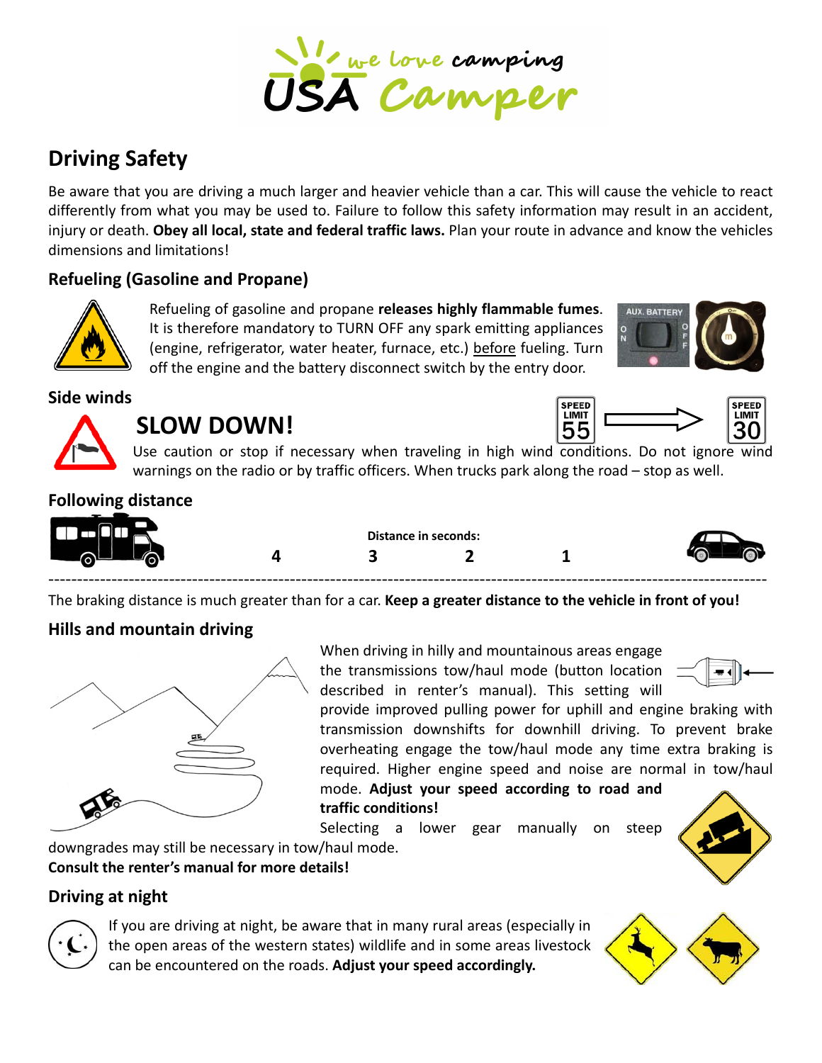# Driving Safety

Be aware that you are driving a much larger and heavier vehicle than a car. This will cause the vehicle to react differently from what you may be used to. Failure to follow this safety information may result in an accident, injury or death. **Obey all local, state and federal traffic laws.** Plan your route in advance and know the vehicles dimensions and limitations!

## Refueling (Gasoline and Propane)

Refueling of gasoline and propane **releases highly flammable fumes**. It is therefore mandatory to TURN OFF any spark emitting appliances (engine, refrigerator, water heater, furnace, etc.) before fueling. Turn off the engine and the battery disconnect switch by the entry door.

## Side winds

**SLOW DOWN!**

Use caution or stop if necessary when traveling in high wind conditions. Do not ignore wind warnings on the radio or by traffic officers. When trucks park along the road – stop as well.

## Following distance

**Distance in seconds:**

4 3 2 1

The braking distance is much greater than for a car. **Keep a greater distance to the vehicle in front of you!**

## Hills and mountain driving

When driving in hilly and mountainous areas engage the transmissions tow/haul mode (button location described in renter's manual). This setting will provide improved pulling power for uphill and engine braking with transmission downshifts for downhill driving. To prevent brake overheating engage the tow/haul mode any time extra braking is required. Higher engine speed and noise are normal in tow/haul mode. **Adjust your speed according to road and traffic conditions!**

Selecting a lower gear manually on steep downgrades may still be necessary in tow/haul mode.

**Consult the renter's manual for more details!**

## Driving at night

If you are driving at night, be aware that in many rural areas (especially in the open areas of the western states) wildlife and in some areas livestock can be encountered on the roads. **Adjust your speed accordingly.**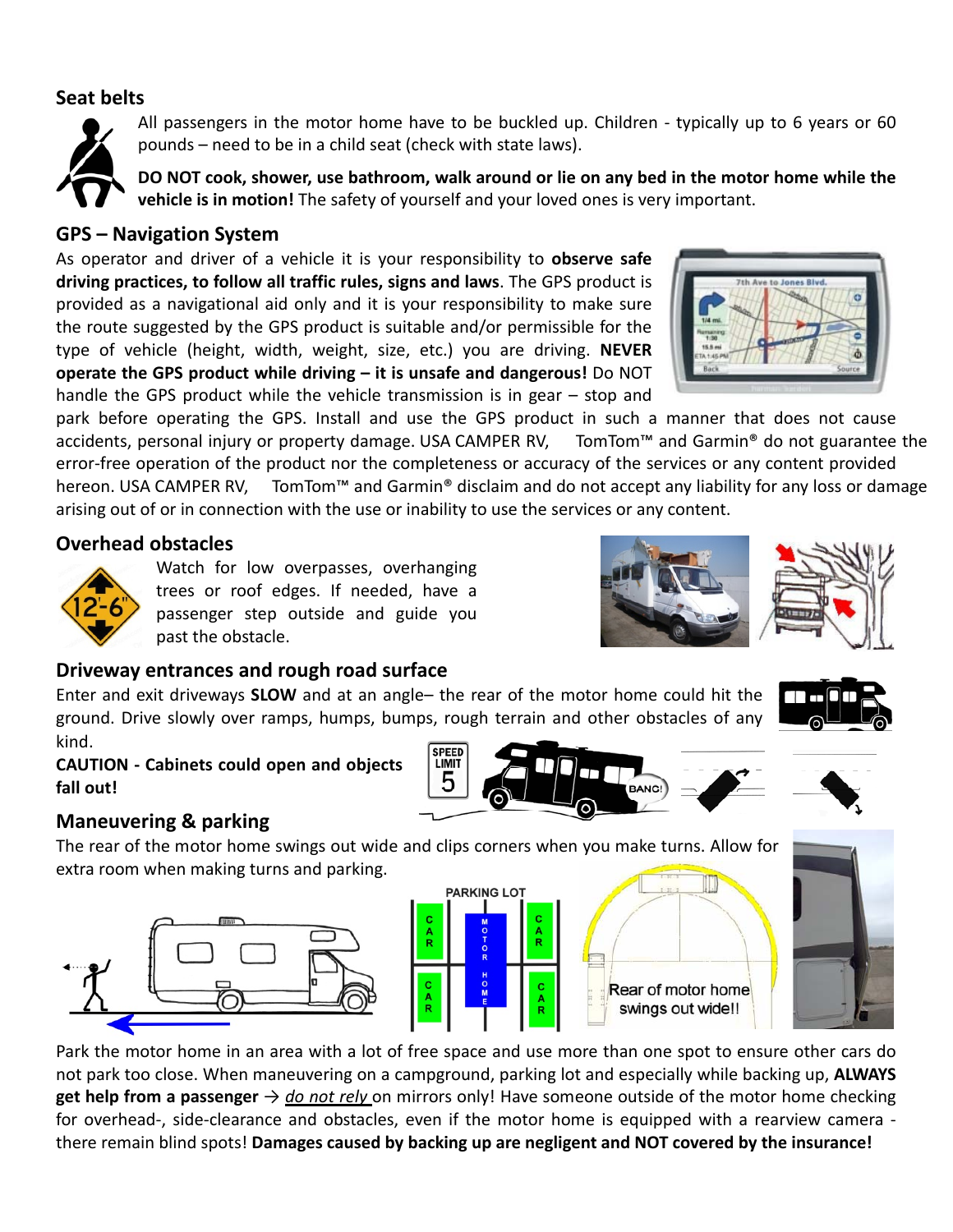## Seat belts

All passengers in the motor home have to be buckled up. Children - typically up to 6 years or 60 pounds – need to be in a child seat (check with state laws).

**DO NOT cook, shower, use bathroom, walk around or lie on any bed in the motor home while the vehicle is in motion!** The safety of yourself and your loved ones is very important.

## GPS – Navigation System

As operator and driver of a vehicle it is your responsibility to **observe safe driving practices, to follow all traffic rules, signs and laws**. The GPS product is provided as a navigational aid only and it is your responsibility to make sure the route suggested by the GPS product is suitable and/or permissible for the type of vehicle (height, width, weight, size, etc.) you are driving. **NEVER operate the GPS product while driving – it is unsafe and dangerous!** Do NOT handle the GPS product while the vehicle transmission is in gear – stop and park before operating the GPS. Install and use the GPS product in such a manner that does not cause accidents, personal injury or property damage. USA CAMPER RV, TomTom™ and Garmin® do not guarantee the error-free operation of the product nor the completeness or accuracy of the services or any content provided hereon. USA CAMPER RV, TomTom™ and Garmin® disclaim and do not accept any liability for any loss or damage arising out of or in connection with the use or inability to use the services or any content.

## Overhead obstacles

Watch for low overpasses, overhanging trees or roof edges. If needed, have a passenger step outside and guide you past the obstacle.

## Driveway entrances and rough road surface

Enter and exit driveways **SLOW** and at an angle– the rear of the motor home could hit the ground. Drive slowly over ramps, humps, bumps, rough terrain and other obstacles of any kind.

**CAUTION - Cabinets could open and objects fall out!**

## Maneuvering & parking

The rear of the motor home swings out wide and clips corners when you make turns. Allow for extra room when making turns and parking.

Park the motor home in an area with a lot of free space and use more than one spot to ensure other cars do not park too close. When maneuvering on a campground, parking lot and especially while backing up, **ALWAYS get help from a passenger** → *do not rely* on mirrors only! Have someone outside of the motor home checking for overhead-, side-clearance and obstacles, even if the motor home is equipped with a rearview camera - there remain blind spots! **Damages caused by backing up are negligent and NOT covered by the insurance!**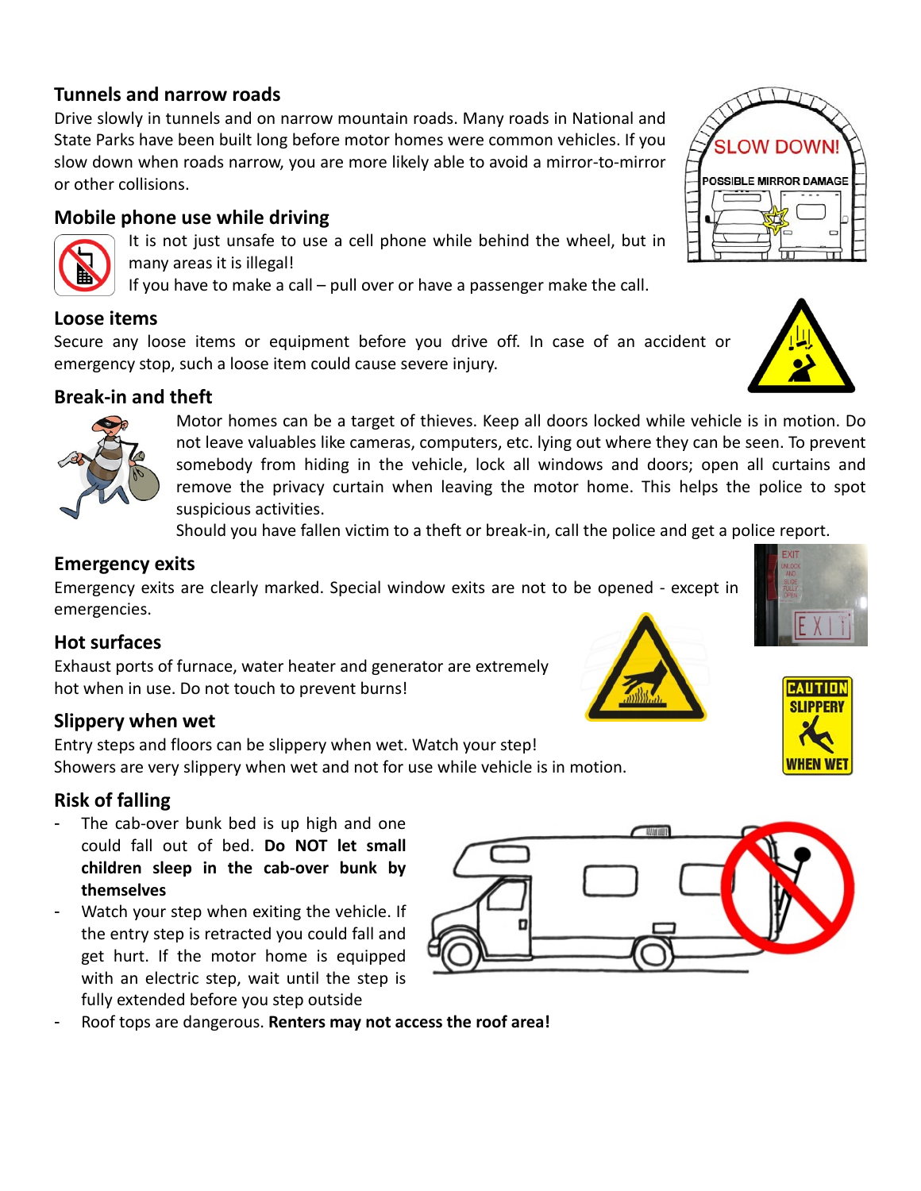## Tunnels and narrow roads

Drive slowly in tunnels and on narrow mountain roads. Many roads in National and State Parks have been built long before motor homes were common vehicles. If you slow down when roads narrow, you are more likely able to avoid a mirror-to-mirror or other collisions.

## Mobile phone use while driving

It is not just unsafe to use a cell phone while behind the wheel, but in many areas it is illegal!

If you have to make a call – pull over or have a passenger make the call.

## Loose items

Secure any loose items or equipment before you drive off. In case of an accident or emergency stop, such a loose item could cause severe injury.

## Break-in and theft

Motor homes can be a target of thieves. Keep all doors locked while vehicle is in motion. Do not leave valuables like cameras, computers, etc. lying out where they can be seen. To prevent somebody from hiding in the vehicle, lock all windows and doors; open all curtains and remove the privacy curtain when leaving the motor home. This helps the police to spot suspicious activities.

Should you have fallen victim to a theft or break-in, call the police and get a police report.

## Emergency exits

Emergency exits are clearly marked. Special window exits are not to be opened - except in emergencies.

## Hot surfaces

Exhaust ports of furnace, water heater and generator are extremely hot when in use. Do not touch to prevent burns!

## Slippery when wet

Entry steps and floors can be slippery when wet. Watch your step!

Showers are very slippery when wet and not for use while vehicle is in motion.

## Risk of falling

- The cab-over bunk bed is up high and one could fall out of bed. **Do NOT let small children sleep in the cab-over bunk by themselves**
- Watch your step when exiting the vehicle. If the entry step is retracted you could fall and get hurt. If the motor home is equipped with an electric step, wait until the step is fully extended before you step outside
- Roof tops are dangerous. **Renters may not access the roof area!**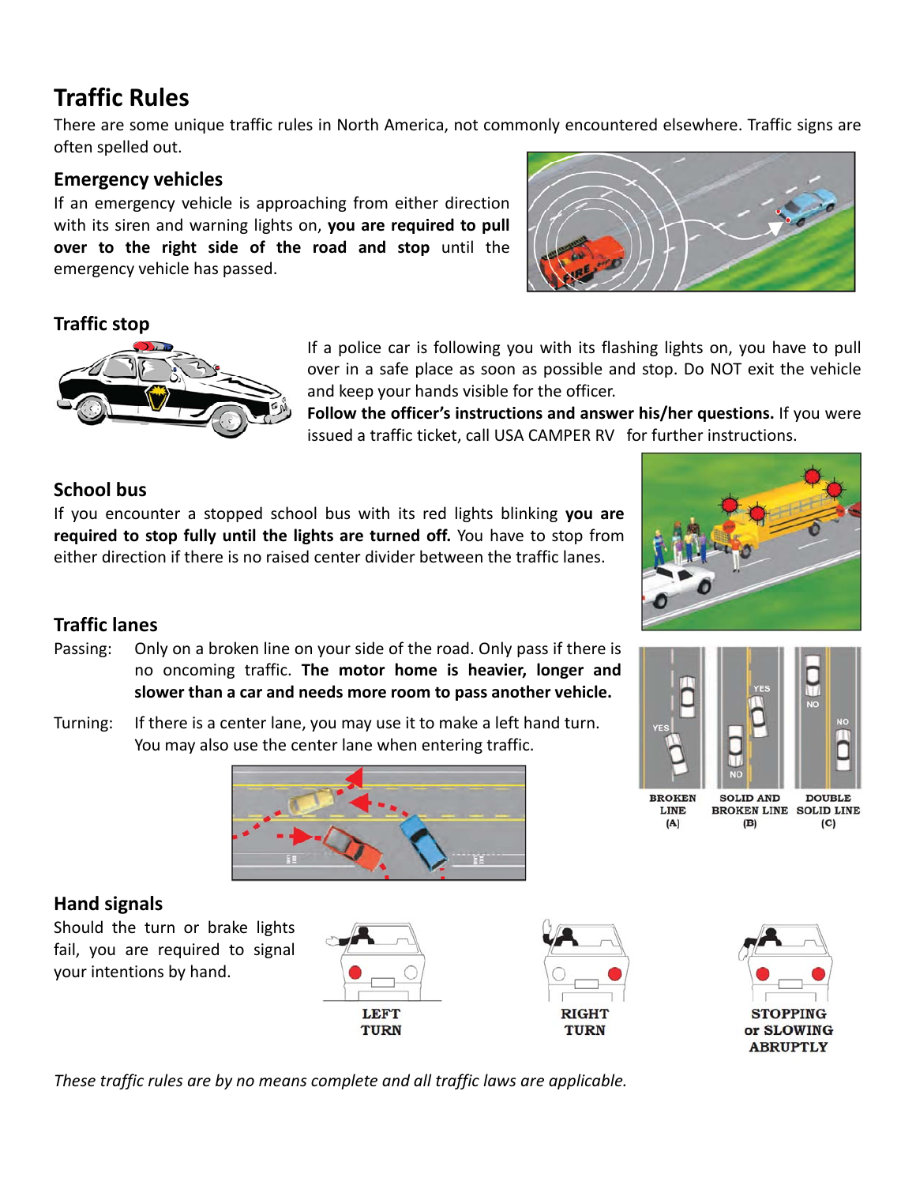# Traffic Rules

There are some unique traffic rules in North America, not commonly encountered elsewhere. Traffic signs are often spelled out.

## Emergency vehicles

If an emergency vehicle is approaching from either direction with its siren and warning lights on, **you are required to pull over to the right side of the road and stop** until the emergency vehicle has passed.

## Traffic stop

If a police car is following you with its flashing lights on, you have to pull over in a safe place as soon as possible and stop. Do NOT exit the vehicle and keep your hands visible for the officer.

**Follow the officer's instructions and answer his/her questions.** If you were issued a traffic ticket, call USA CAMPER RV for further instructions.

## School bus

If you encounter a stopped school bus with its red lights blinking **you are required to stop fully until the lights are turned off.** You have to stop from either direction if there is no raised center divider between the traffic lanes.

## Traffic lanes

Passing: Only on a broken line on your side of the road. Only pass if there is no oncoming traffic. **The motor home is heavier, longer and slower than a car and needs more room to pass another vehicle.**

Turning: If there is a center lane, you may use it to make a left hand turn. You may also use the center lane when entering traffic.

YES
YES
NO
NO
NO
BROKEN LINE (A)
SOLID AND BROKEN LINE (B)
DOUBLE SOLID LINE (C)

## Hand signals

Should the turn or brake lights fail, you are required to signal your intentions by hand.

LEFT TURN
RIGHT TURN
STOPPING or SLOWING ABRUPTLY

*These traffic rules are by no means complete and all traffic laws are applicable.*